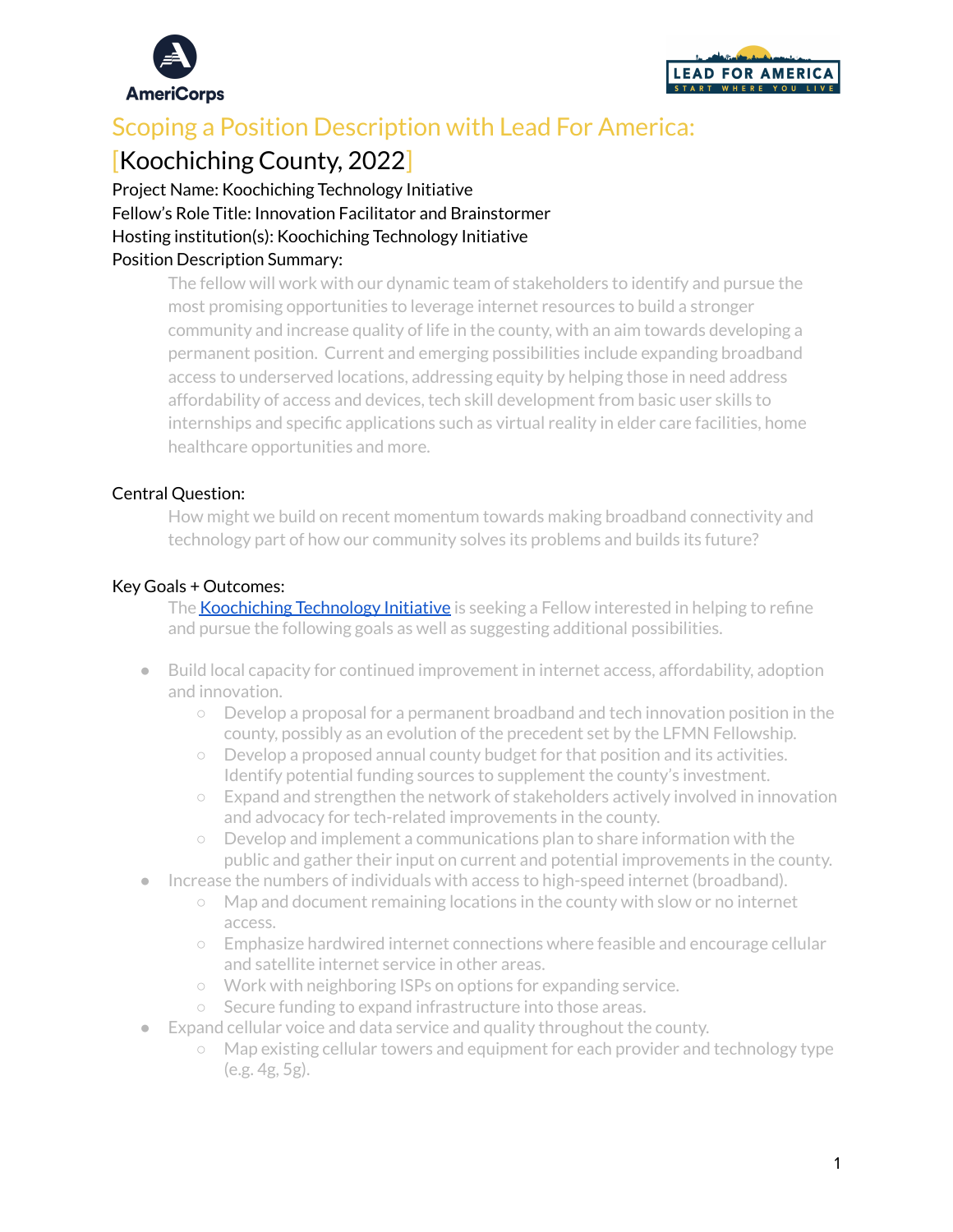# Scoping a Position Description with Lead For America:

## [Koochiching County, 2022]

Project Name: Koochiching Technology Initiative
Fellow's Role Title: Innovation Facilitator and Brainstormer
Hosting institution(s): Koochiching Technology Initiative
Position Description Summary:

The fellow will work with our dynamic team of stakeholders to identify and pursue the most promising opportunities to leverage internet resources to build a stronger community and increase quality of life in the county, with an aim towards developing a permanent position. Current and emerging possibilities include expanding broadband access to underserved locations, addressing equity by helping those in need address affordability of access and devices, tech skill development from basic user skills to internships and specific applications such as virtual reality in elder care facilities, home healthcare opportunities and more.

Central Question:

How might we build on recent momentum towards making broadband connectivity and technology part of how our community solves its problems and builds its future?

Key Goals + Outcomes:

The Koochiching Technology Initiative is seeking a Fellow interested in helping to refine and pursue the following goals as well as suggesting additional possibilities.

- Build local capacity for continued improvement in internet access, affordability, adoption and innovation.
  - Develop a proposal for a permanent broadband and tech innovation position in the county, possibly as an evolution of the precedent set by the LFMN Fellowship.
  - Develop a proposed annual county budget for that position and its activities. Identify potential funding sources to supplement the county's investment.
  - Expand and strengthen the network of stakeholders actively involved in innovation and advocacy for tech-related improvements in the county.
  - Develop and implement a communications plan to share information with the public and gather their input on current and potential improvements in the county.
- Increase the numbers of individuals with access to high-speed internet (broadband).
  - Map and document remaining locations in the county with slow or no internet access.
  - Emphasize hardwired internet connections where feasible and encourage cellular and satellite internet service in other areas.
  - Work with neighboring ISPs on options for expanding service.
  - Secure funding to expand infrastructure into those areas.
- Expand cellular voice and data service and quality throughout the county.
  - Map existing cellular towers and equipment for each provider and technology type (e.g. 4g, 5g).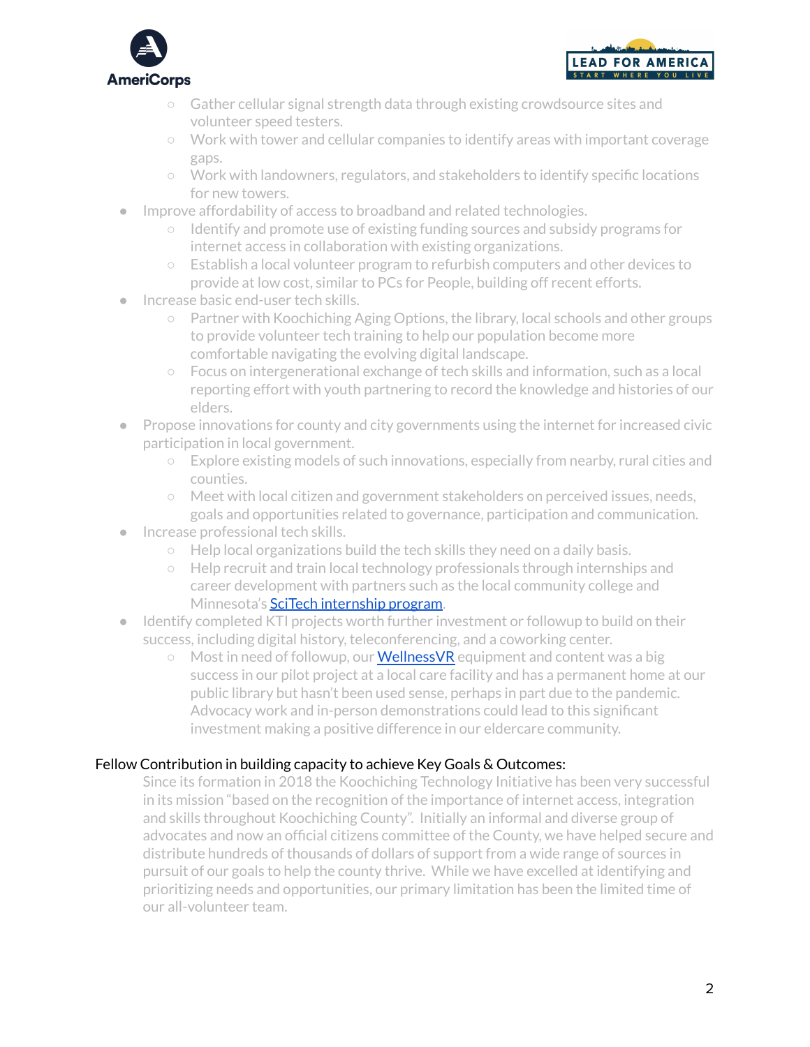- Gather cellular signal strength data through existing crowdsource sites and volunteer speed testers.
    - Work with tower and cellular companies to identify areas with important coverage gaps.
    - Work with landowners, regulators, and stakeholders to identify specific locations for new towers.
- Improve affordability of access to broadband and related technologies.
    - Identify and promote use of existing funding sources and subsidy programs for internet access in collaboration with existing organizations.
    - Establish a local volunteer program to refurbish computers and other devices to provide at low cost, similar to PCs for People, building off recent efforts.
- Increase basic end-user tech skills.
    - Partner with Koochiching Aging Options, the library, local schools and other groups to provide volunteer tech training to help our population become more comfortable navigating the evolving digital landscape.
    - Focus on intergenerational exchange of tech skills and information, such as a local reporting effort with youth partnering to record the knowledge and histories of our elders.
- Propose innovations for county and city governments using the internet for increased civic participation in local government.
    - Explore existing models of such innovations, especially from nearby, rural cities and counties.
    - Meet with local citizen and government stakeholders on perceived issues, needs, goals and opportunities related to governance, participation and communication.
- Increase professional tech skills.
    - Help local organizations build the tech skills they need on a daily basis.
    - Help recruit and train local technology professionals through internships and career development with partners such as the local community college and Minnesota's SciTech internship program.
- Identify completed KTI projects worth further investment or followup to build on their success, including digital history, teleconferencing, and a coworking center.
    - Most in need of followup, our WellnessVR equipment and content was a big success in our pilot project at a local care facility and has a permanent home at our public library but hasn't been used sense, perhaps in part due to the pandemic. Advocacy work and in-person demonstrations could lead to this significant investment making a positive difference in our eldercare community.

Fellow Contribution in building capacity to achieve Key Goals & Outcomes:

Since its formation in 2018 the Koochiching Technology Initiative has been very successful in its mission "based on the recognition of the importance of internet access, integration and skills throughout Koochiching County". Initially an informal and diverse group of advocates and now an official citizens committee of the County, we have helped secure and distribute hundreds of thousands of dollars of support from a wide range of sources in pursuit of our goals to help the county thrive. While we have excelled at identifying and prioritizing needs and opportunities, our primary limitation has been the limited time of our all-volunteer team.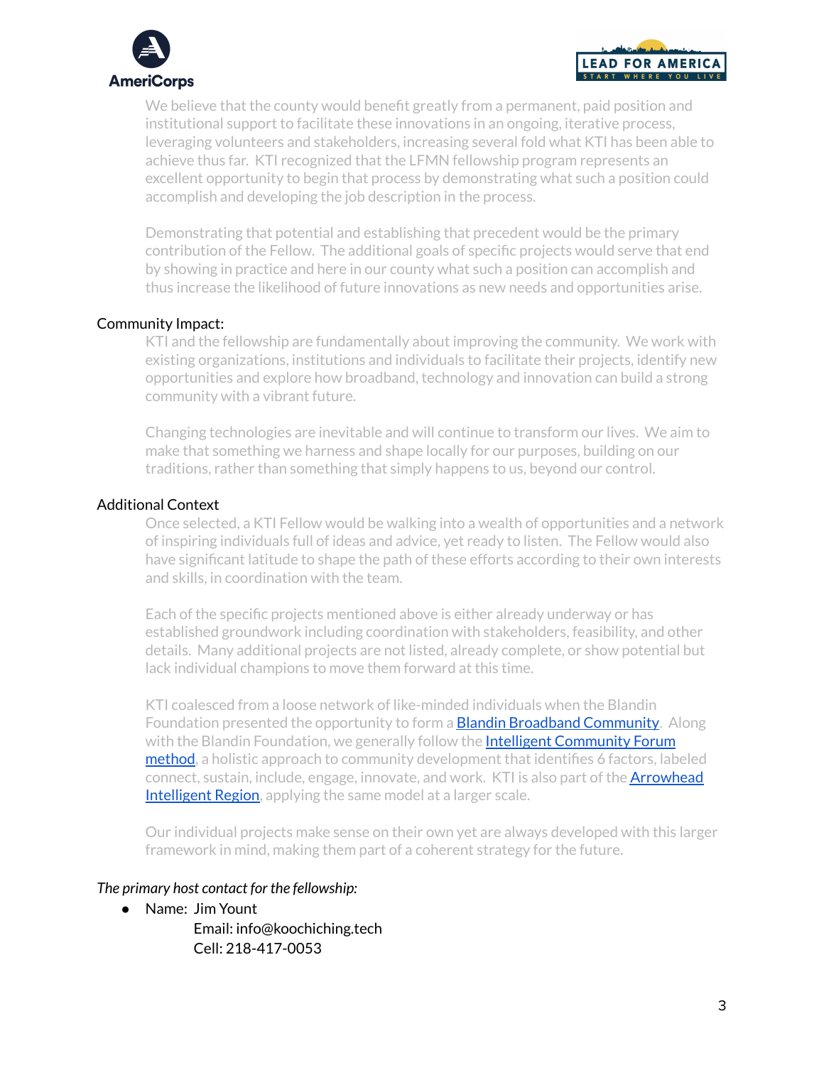We believe that the county would benefit greatly from a permanent, paid position and institutional support to facilitate these innovations in an ongoing, iterative process, leveraging volunteers and stakeholders, increasing several fold what KTI has been able to achieve thus far. KTI recognized that the LFMN fellowship program represents an excellent opportunity to begin that process by demonstrating what such a position could accomplish and developing the job description in the process.

Demonstrating that potential and establishing that precedent would be the primary contribution of the Fellow. The additional goals of specific projects would serve that end by showing in practice and here in our county what such a position can accomplish and thus increase the likelihood of future innovations as new needs and opportunities arise.

Community Impact:

KTI and the fellowship are fundamentally about improving the community. We work with existing organizations, institutions and individuals to facilitate their projects, identify new opportunities and explore how broadband, technology and innovation can build a strong community with a vibrant future.

Changing technologies are inevitable and will continue to transform our lives. We aim to make that something we harness and shape locally for our purposes, building on our traditions, rather than something that simply happens to us, beyond our control.

Additional Context

Once selected, a KTI Fellow would be walking into a wealth of opportunities and a network of inspiring individuals full of ideas and advice, yet ready to listen. The Fellow would also have significant latitude to shape the path of these efforts according to their own interests and skills, in coordination with the team.

Each of the specific projects mentioned above is either already underway or has established groundwork including coordination with stakeholders, feasibility, and other details. Many additional projects are not listed, already complete, or show potential but lack individual champions to move them forward at this time.

KTI coalesced from a loose network of like-minded individuals when the Blandin Foundation presented the opportunity to form a Blandin Broadband Community. Along with the Blandin Foundation, we generally follow the Intelligent Community Forum method, a holistic approach to community development that identifies 6 factors, labeled connect, sustain, include, engage, innovate, and work. KTI is also part of the Arrowhead Intelligent Region, applying the same model at a larger scale.

Our individual projects make sense on their own yet are always developed with this larger framework in mind, making them part of a coherent strategy for the future.

*The primary host contact for the fellowship:*

- Name: Jim Yount
  Email: info@koochiching.tech
  Cell: 218-417-0053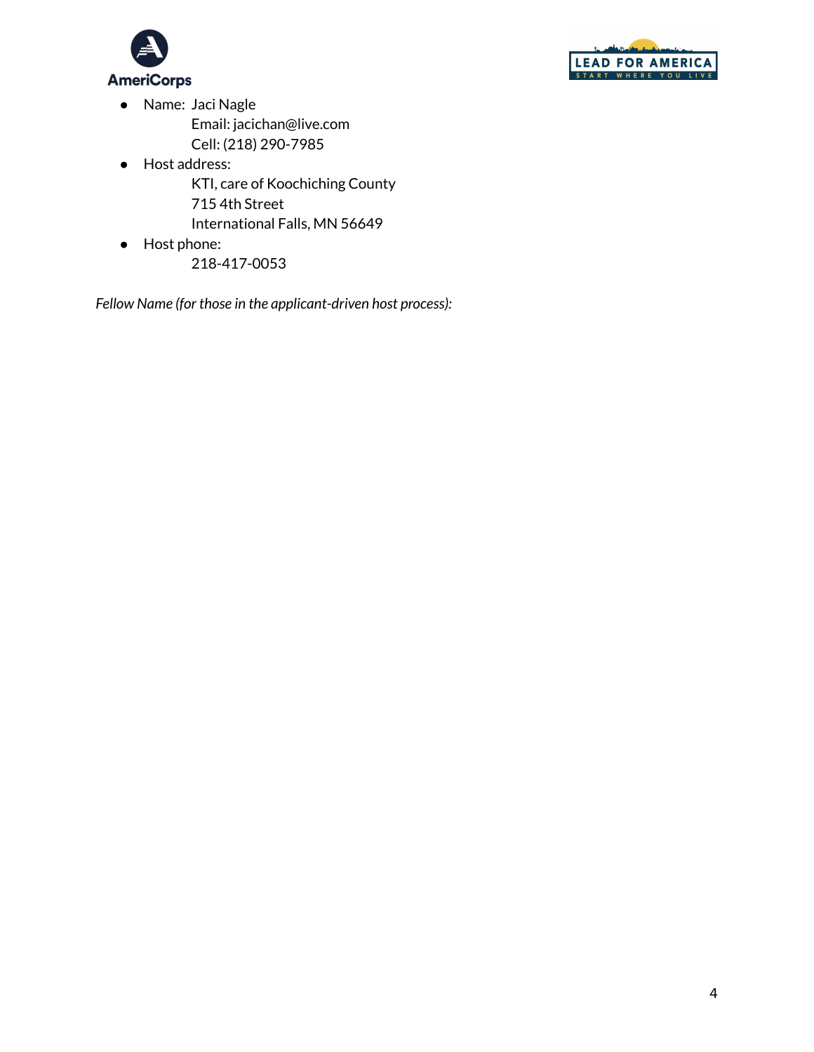- Name: Jaci Nagle
  Email: jacichan@live.com
  Cell: (218) 290-7985
- Host address:
  KTI, care of Koochiching County
  715 4th Street
  International Falls, MN 56649
- Host phone:
  218-417-0053

*Fellow Name (for those in the applicant-driven host process):*